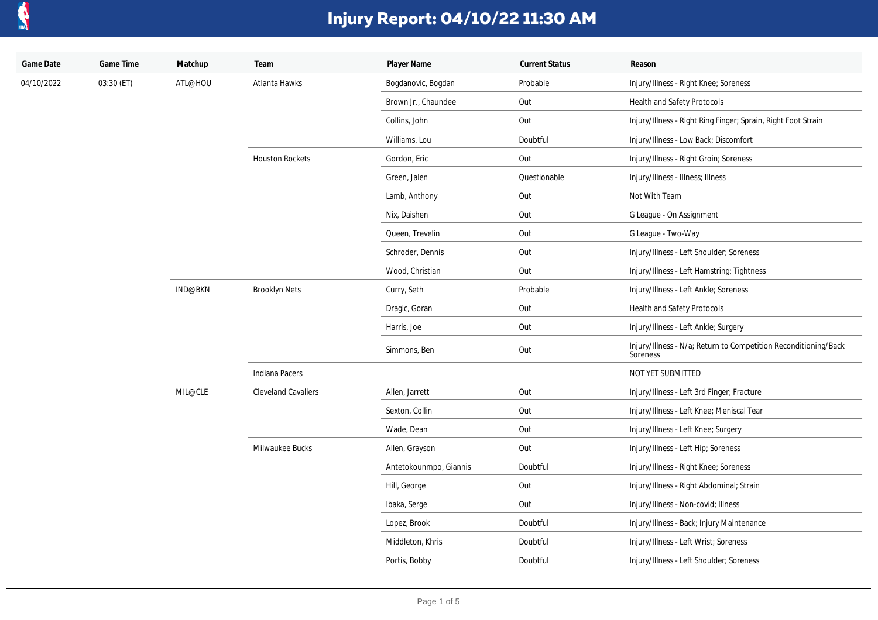# Injury Report: 04/10/22 11:30 AM

| Game Date | Game Time | Matchup | Team | Player Name | Current Status | Reason |
|---|---|---|---|---|---|---|
| 04/10/2022 | 03:30 (ET) | ATL@HOU | Atlanta Hawks | Bogdanovic, Bogdan | Probable | Injury/Illness - Right Knee; Soreness |
| | | | | Brown Jr., Chaundee | Out | Health and Safety Protocols |
| | | | | Collins, John | Out | Injury/Illness - Right Ring Finger; Sprain, Right Foot Strain |
| | | | | Williams, Lou | Doubtful | Injury/Illness - Low Back; Discomfort |
| | | | Houston Rockets | Gordon, Eric | Out | Injury/Illness - Right Groin; Soreness |
| | | | | Green, Jalen | Questionable | Injury/Illness - Illness; Illness |
| | | | | Lamb, Anthony | Out | Not With Team |
| | | | | Nix, Daishen | Out | G League - On Assignment |
| | | | | Queen, Trevelin | Out | G League - Two-Way |
| | | | | Schroder, Dennis | Out | Injury/Illness - Left Shoulder; Soreness |
| | | | | Wood, Christian | Out | Injury/Illness - Left Hamstring; Tightness |
| | | IND@BKN | Brooklyn Nets | Curry, Seth | Probable | Injury/Illness - Left Ankle; Soreness |
| | | | | Dragic, Goran | Out | Health and Safety Protocols |
| | | | | Harris, Joe | Out | Injury/Illness - Left Ankle; Surgery |
| | | | | Simmons, Ben | Out | Injury/Illness - N/a; Return to Competition Reconditioning/Back Soreness |
| | | | Indiana Pacers | | | NOT YET SUBMITTED |
| | | MIL@CLE | Cleveland Cavaliers | Allen, Jarrett | Out | Injury/Illness - Left 3rd Finger; Fracture |
| | | | | Sexton, Collin | Out | Injury/Illness - Left Knee; Meniscal Tear |
| | | | | Wade, Dean | Out | Injury/Illness - Left Knee; Surgery |
| | | | Milwaukee Bucks | Allen, Grayson | Out | Injury/Illness - Left Hip; Soreness |
| | | | | Antetokounmpo, Giannis | Doubtful | Injury/Illness - Right Knee; Soreness |
| | | | | Hill, George | Out | Injury/Illness - Right Abdominal; Strain |
| | | | | Ibaka, Serge | Out | Injury/Illness - Non-covid; Illness |
| | | | | Lopez, Brook | Doubtful | Injury/Illness - Back; Injury Maintenance |
| | | | | Middleton, Khris | Doubtful | Injury/Illness - Left Wrist; Soreness |
| | | | | Portis, Bobby | Doubtful | Injury/Illness - Left Shoulder; Soreness |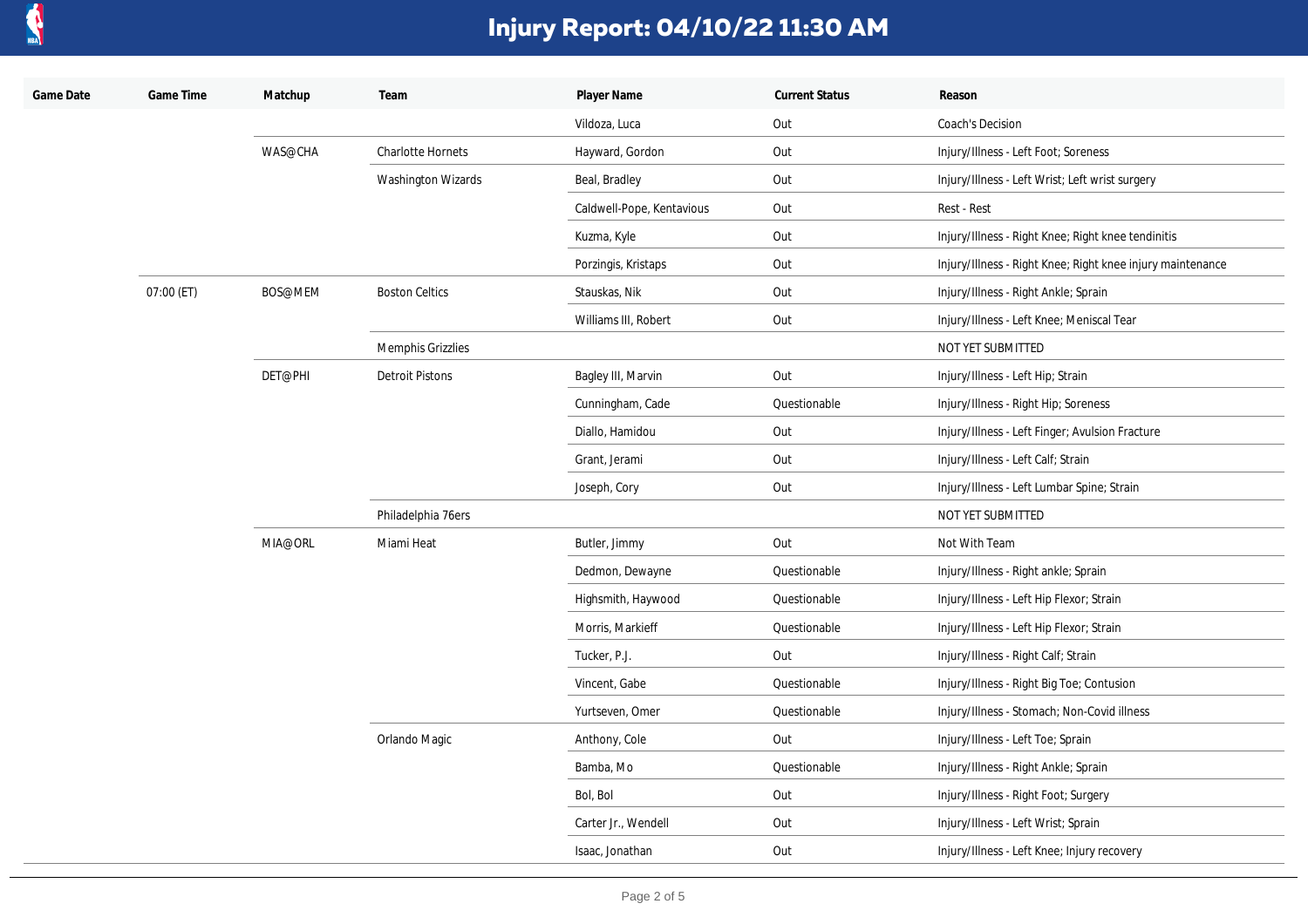# Injury Report: 04/10/22 11:30 AM

| Game Date | Game Time | Matchup | Team | Player Name | Current Status | Reason |
|---|---|---|---|---|---|---|
| | | | | Vildoza, Luca | Out | Coach's Decision |
| | | WAS@CHA | Charlotte Hornets | Hayward, Gordon | Out | Injury/Illness - Left Foot; Soreness |
| | | | Washington Wizards | Beal, Bradley | Out | Injury/Illness - Left Wrist; Left wrist surgery |
| | | | | Caldwell-Pope, Kentavious | Out | Rest - Rest |
| | | | | Kuzma, Kyle | Out | Injury/Illness - Right Knee; Right knee tendinitis |
| | | | | Porzingis, Kristaps | Out | Injury/Illness - Right Knee; Right knee injury maintenance |
| | 07:00 (ET) | BOS@MEM | Boston Celtics | Stauskas, Nik | Out | Injury/Illness - Right Ankle; Sprain |
| | | | | Williams III, Robert | Out | Injury/Illness - Left Knee; Meniscal Tear |
| | | | Memphis Grizzlies | | | NOT YET SUBMITTED |
| | | DET@PHI | Detroit Pistons | Bagley III, Marvin | Out | Injury/Illness - Left Hip; Strain |
| | | | | Cunningham, Cade | Questionable | Injury/Illness - Right Hip; Soreness |
| | | | | Diallo, Hamidou | Out | Injury/Illness - Left Finger; Avulsion Fracture |
| | | | | Grant, Jerami | Out | Injury/Illness - Left Calf; Strain |
| | | | | Joseph, Cory | Out | Injury/Illness - Left Lumbar Spine; Strain |
| | | | Philadelphia 76ers | | | NOT YET SUBMITTED |
| | | MIA@ORL | Miami Heat | Butler, Jimmy | Out | Not With Team |
| | | | | Dedmon, Dewayne | Questionable | Injury/Illness - Right ankle; Sprain |
| | | | | Highsmith, Haywood | Questionable | Injury/Illness - Left Hip Flexor; Strain |
| | | | | Morris, Markieff | Questionable | Injury/Illness - Left Hip Flexor; Strain |
| | | | | Tucker, P.J. | Out | Injury/Illness - Right Calf; Strain |
| | | | | Vincent, Gabe | Questionable | Injury/Illness - Right Big Toe; Contusion |
| | | | | Yurtseven, Omer | Questionable | Injury/Illness - Stomach; Non-Covid illness |
| | | | Orlando Magic | Anthony, Cole | Out | Injury/Illness - Left Toe; Sprain |
| | | | | Bamba, Mo | Questionable | Injury/Illness - Right Ankle; Sprain |
| | | | | Bol, Bol | Out | Injury/Illness - Right Foot; Surgery |
| | | | | Carter Jr., Wendell | Out | Injury/Illness - Left Wrist; Sprain |
| | | | | Isaac, Jonathan | Out | Injury/Illness - Left Knee; Injury recovery |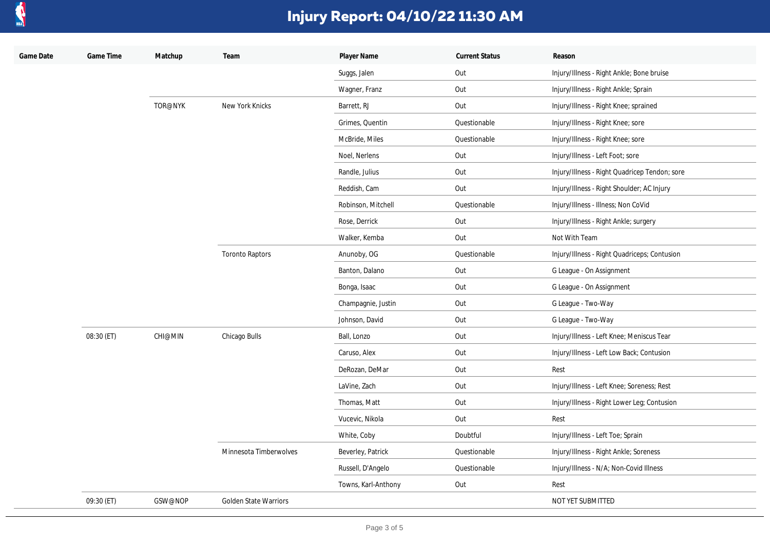# Injury Report: 04/10/22 11:30 AM

| Game Date | Game Time | Matchup | Team | Player Name | Current Status | Reason |
|---|---|---|---|---|---|---|
| | | | | Suggs, Jalen | Out | Injury/Illness - Right Ankle; Bone bruise |
| | | | | Wagner, Franz | Out | Injury/Illness - Right Ankle; Sprain |
| | | TOR@NYK | New York Knicks | Barrett, RJ | Out | Injury/Illness - Right Knee; sprained |
| | | | | Grimes, Quentin | Questionable | Injury/Illness - Right Knee; sore |
| | | | | McBride, Miles | Questionable | Injury/Illness - Right Knee; sore |
| | | | | Noel, Nerlens | Out | Injury/Illness - Left Foot; sore |
| | | | | Randle, Julius | Out | Injury/Illness - Right Quadricep Tendon; sore |
| | | | | Reddish, Cam | Out | Injury/Illness - Right Shoulder; AC Injury |
| | | | | Robinson, Mitchell | Questionable | Injury/Illness - Illness; Non CoVid |
| | | | | Rose, Derrick | Out | Injury/Illness - Right Ankle; surgery |
| | | | | Walker, Kemba | Out | Not With Team |
| | | | Toronto Raptors | Anunoby, OG | Questionable | Injury/Illness - Right Quadriceps; Contusion |
| | | | | Banton, Dalano | Out | G League - On Assignment |
| | | | | Bonga, Isaac | Out | G League - On Assignment |
| | | | | Champagnie, Justin | Out | G League - Two-Way |
| | | | | Johnson, David | Out | G League - Two-Way |
| | 08:30 (ET) | CHI@MIN | Chicago Bulls | Ball, Lonzo | Out | Injury/Illness - Left Knee; Meniscus Tear |
| | | | | Caruso, Alex | Out | Injury/Illness - Left Low Back; Contusion |
| | | | | DeRozan, DeMar | Out | Rest |
| | | | | LaVine, Zach | Out | Injury/Illness - Left Knee; Soreness; Rest |
| | | | | Thomas, Matt | Out | Injury/Illness - Right Lower Leg; Contusion |
| | | | | Vucevic, Nikola | Out | Rest |
| | | | | White, Coby | Doubtful | Injury/Illness - Left Toe; Sprain |
| | | | Minnesota Timberwolves | Beverley, Patrick | Questionable | Injury/Illness - Right Ankle; Soreness |
| | | | | Russell, D'Angelo | Questionable | Injury/Illness - N/A; Non-Covid Illness |
| | | | | Towns, Karl-Anthony | Out | Rest |
| | 09:30 (ET) | GSW@NOP | Golden State Warriors | | | NOT YET SUBMITTED |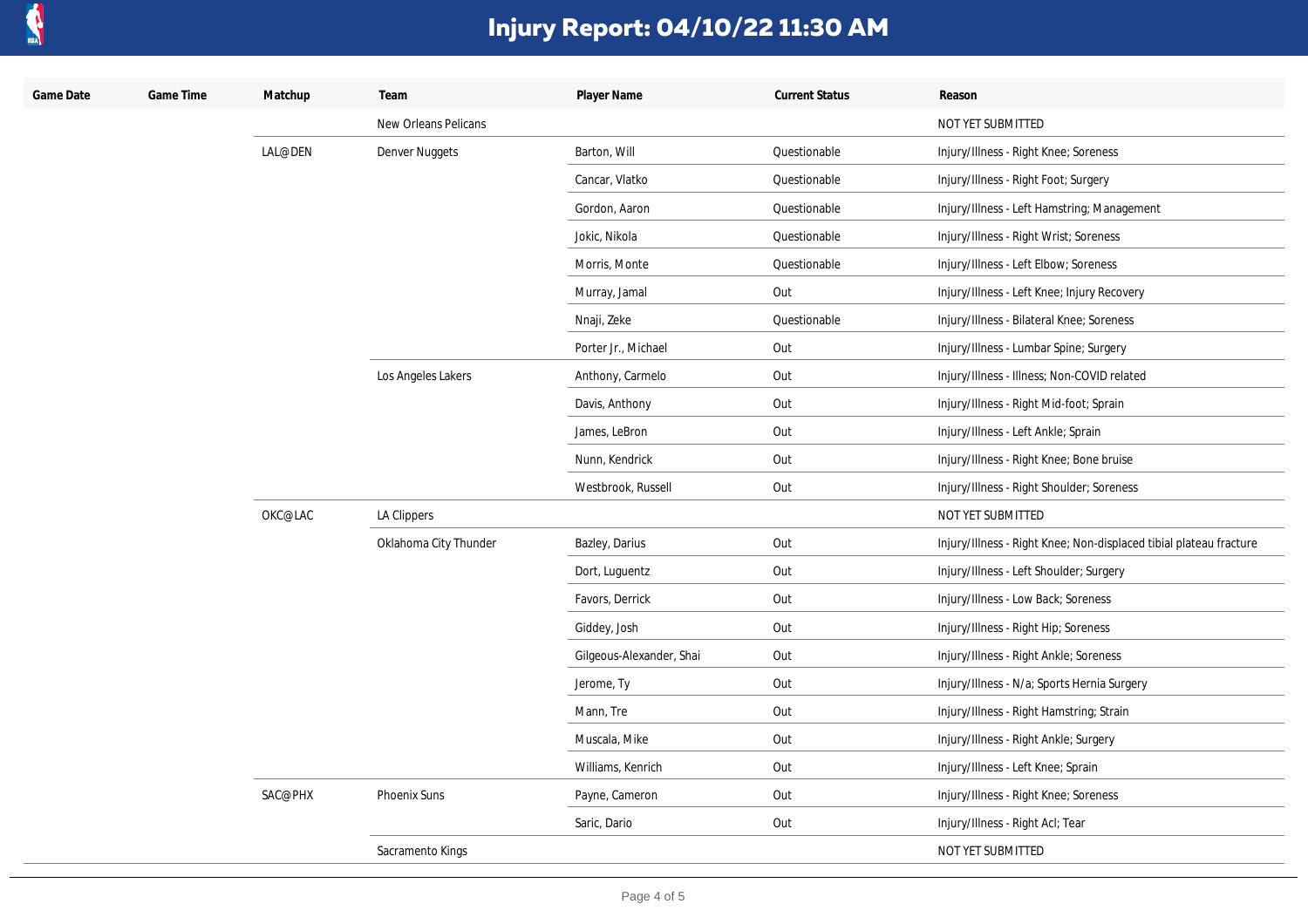# Injury Report: 04/10/22 11:30 AM

| Game Date | Game Time | Matchup | Team | Player Name | Current Status | Reason |
| --- | --- | --- | --- | --- | --- | --- |
| | | | New Orleans Pelicans | | | NOT YET SUBMITTED |
| | | LAL@DEN | Denver Nuggets | Barton, Will | Questionable | Injury/Illness - Right Knee; Soreness |
| | | | | Cancar, Vlatko | Questionable | Injury/Illness - Right Foot; Surgery |
| | | | | Gordon, Aaron | Questionable | Injury/Illness - Left Hamstring; Management |
| | | | | Jokic, Nikola | Questionable | Injury/Illness - Right Wrist; Soreness |
| | | | | Morris, Monte | Questionable | Injury/Illness - Left Elbow; Soreness |
| | | | | Murray, Jamal | Out | Injury/Illness - Left Knee; Injury Recovery |
| | | | | Nnaji, Zeke | Questionable | Injury/Illness - Bilateral Knee; Soreness |
| | | | | Porter Jr., Michael | Out | Injury/Illness - Lumbar Spine; Surgery |
| | | | Los Angeles Lakers | Anthony, Carmelo | Out | Injury/Illness - Illness; Non-COVID related |
| | | | | Davis, Anthony | Out | Injury/Illness - Right Mid-foot; Sprain |
| | | | | James, LeBron | Out | Injury/Illness - Left Ankle; Sprain |
| | | | | Nunn, Kendrick | Out | Injury/Illness - Right Knee; Bone bruise |
| | | | | Westbrook, Russell | Out | Injury/Illness - Right Shoulder; Soreness |
| | | OKC@LAC | LA Clippers | | | NOT YET SUBMITTED |
| | | | Oklahoma City Thunder | Bazley, Darius | Out | Injury/Illness - Right Knee; Non-displaced tibial plateau fracture |
| | | | | Dort, Luguentz | Out | Injury/Illness - Left Shoulder; Surgery |
| | | | | Favors, Derrick | Out | Injury/Illness - Low Back; Soreness |
| | | | | Giddey, Josh | Out | Injury/Illness - Right Hip; Soreness |
| | | | | Gilgeous-Alexander, Shai | Out | Injury/Illness - Right Ankle; Soreness |
| | | | | Jerome, Ty | Out | Injury/Illness - N/a; Sports Hernia Surgery |
| | | | | Mann, Tre | Out | Injury/Illness - Right Hamstring; Strain |
| | | | | Muscala, Mike | Out | Injury/Illness - Right Ankle; Surgery |
| | | | | Williams, Kenrich | Out | Injury/Illness - Left Knee; Sprain |
| | | SAC@PHX | Phoenix Suns | Payne, Cameron | Out | Injury/Illness - Right Knee; Soreness |
| | | | | Saric, Dario | Out | Injury/Illness - Right Acl; Tear |
| | | | Sacramento Kings | | | NOT YET SUBMITTED |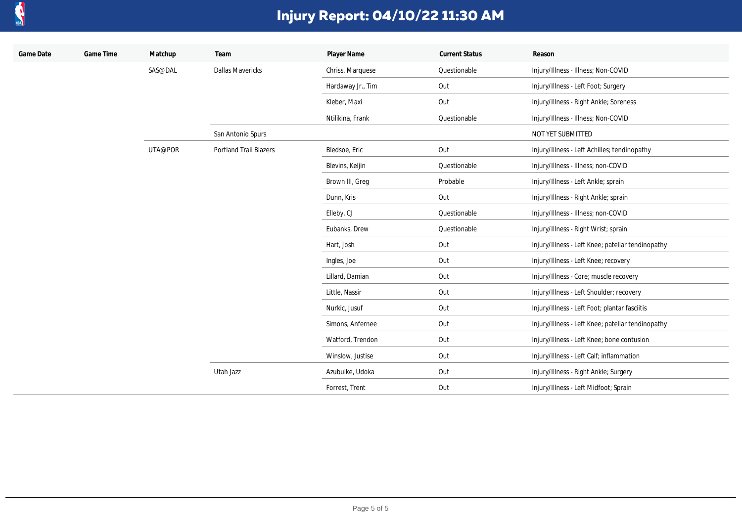# Injury Report: 04/10/22 11:30 AM

| Game Date | Game Time | Matchup | Team | Player Name | Current Status | Reason |
|---|---|---|---|---|---|---|
| | | SAS@DAL | Dallas Mavericks | Chriss, Marquese | Questionable | Injury/Illness - Illness; Non-COVID |
| | | | | Hardaway Jr., Tim | Out | Injury/Illness - Left Foot; Surgery |
| | | | | Kleber, Maxi | Out | Injury/Illness - Right Ankle; Soreness |
| | | | | Ntilikina, Frank | Questionable | Injury/Illness - Illness; Non-COVID |
| | | | San Antonio Spurs | | | NOT YET SUBMITTED |
| | | UTA@POR | Portland Trail Blazers | Bledsoe, Eric | Out | Injury/Illness - Left Achilles; tendinopathy |
| | | | | Blevins, Keljin | Questionable | Injury/Illness - Illness; non-COVID |
| | | | | Brown III, Greg | Probable | Injury/Illness - Left Ankle; sprain |
| | | | | Dunn, Kris | Out | Injury/Illness - Right Ankle; sprain |
| | | | | Elleby, CJ | Questionable | Injury/Illness - Illness; non-COVID |
| | | | | Eubanks, Drew | Questionable | Injury/Illness - Right Wrist; sprain |
| | | | | Hart, Josh | Out | Injury/Illness - Left Knee; patellar tendinopathy |
| | | | | Ingles, Joe | Out | Injury/Illness - Left Knee; recovery |
| | | | | Lillard, Damian | Out | Injury/Illness - Core; muscle recovery |
| | | | | Little, Nassir | Out | Injury/Illness - Left Shoulder; recovery |
| | | | | Nurkic, Jusuf | Out | Injury/Illness - Left Foot; plantar fasciitis |
| | | | | Simons, Anfernee | Out | Injury/Illness - Left Knee; patellar tendinopathy |
| | | | | Watford, Trendon | Out | Injury/Illness - Left Knee; bone contusion |
| | | | | Winslow, Justise | Out | Injury/Illness - Left Calf; inflammation |
| | | | Utah Jazz | Azubuike, Udoka | Out | Injury/Illness - Right Ankle; Surgery |
| | | | | Forrest, Trent | Out | Injury/Illness - Left Midfoot; Sprain |